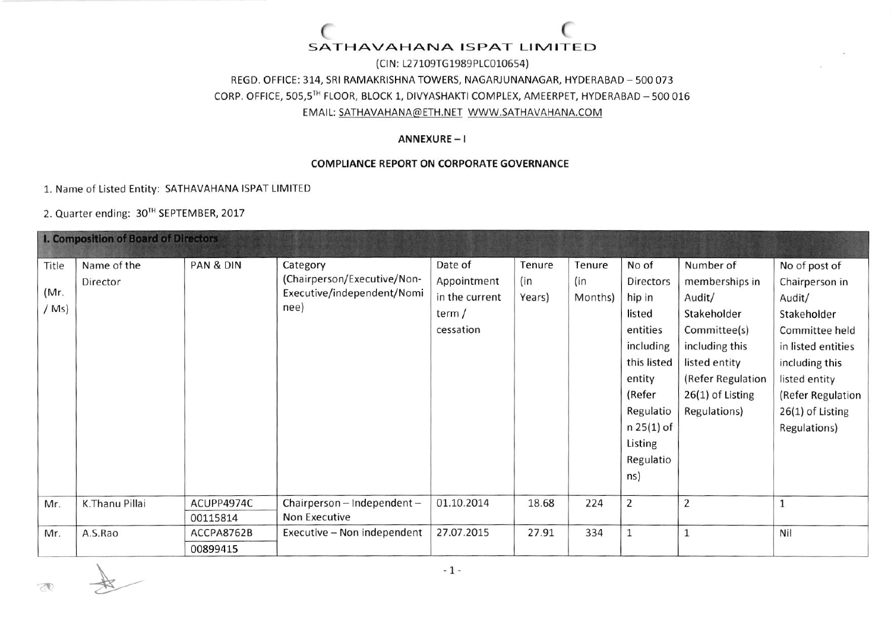# SATHAVAHANA ISPAT LIMITED

(CIN: L27109TG1989PLC010654)

REGD. OFFICE: 314, SRI RAMAKRISHNA TOWERS, NAGARJUNANAGAR, HYDERABAD – 500 073

CORP. OFFICE, 505,5TH FLOOR, BLOCK 1, DIVYASHAKTI COMPLEX, AMEERPET, HYDERABAD – 500 016

EMAIL: SATHAVAHANA@ETH.NET WWW.SATHAVAHANA.COM

**ANNEXURE – I**

**COMPLIANCE REPORT ON CORPORATE GOVERNANCE**

1. Name of Listed Entity: SATHAVAHANA ISPAT LIMITED

2. Quarter ending: 30TH SEPTEMBER, 2017

**I. Composition of Board of Directors**

| Title (Mr. / Ms) | Name of the Director | PAN & DIN | Category (Chairperson/Executive/Non-Executive/independent/Nominee) | Date of Appointment in the current term / cessation | Tenure (in Years) | Tenure (in Months) | No of Directorship in listed entities including this listed entity (Refer Regulation 25(1) of Listing Regulations) | Number of memberships in Audit/ Stakeholder Committee(s) including this listed entity (Refer Regulation 26(1) of Listing Regulations) | No of post of Chairperson in Audit/ Stakeholder Committee held in listed entities including this listed entity (Refer Regulation 26(1) of Listing Regulations) |
|---|---|---|---|---|---|---|---|---|---|
| Mr. | K.Thanu Pillai | ACUPP4974C 00115814 | Chairperson – Independent – Non Executive | 01.10.2014 | 18.68 | 224 | 2 | 2 | 1 |
| Mr. | A.S.Rao | ACCPA8762B 00899415 | Executive – Non independent | 27.07.2015 | 27.91 | 334 | 1 | 1 | Nil |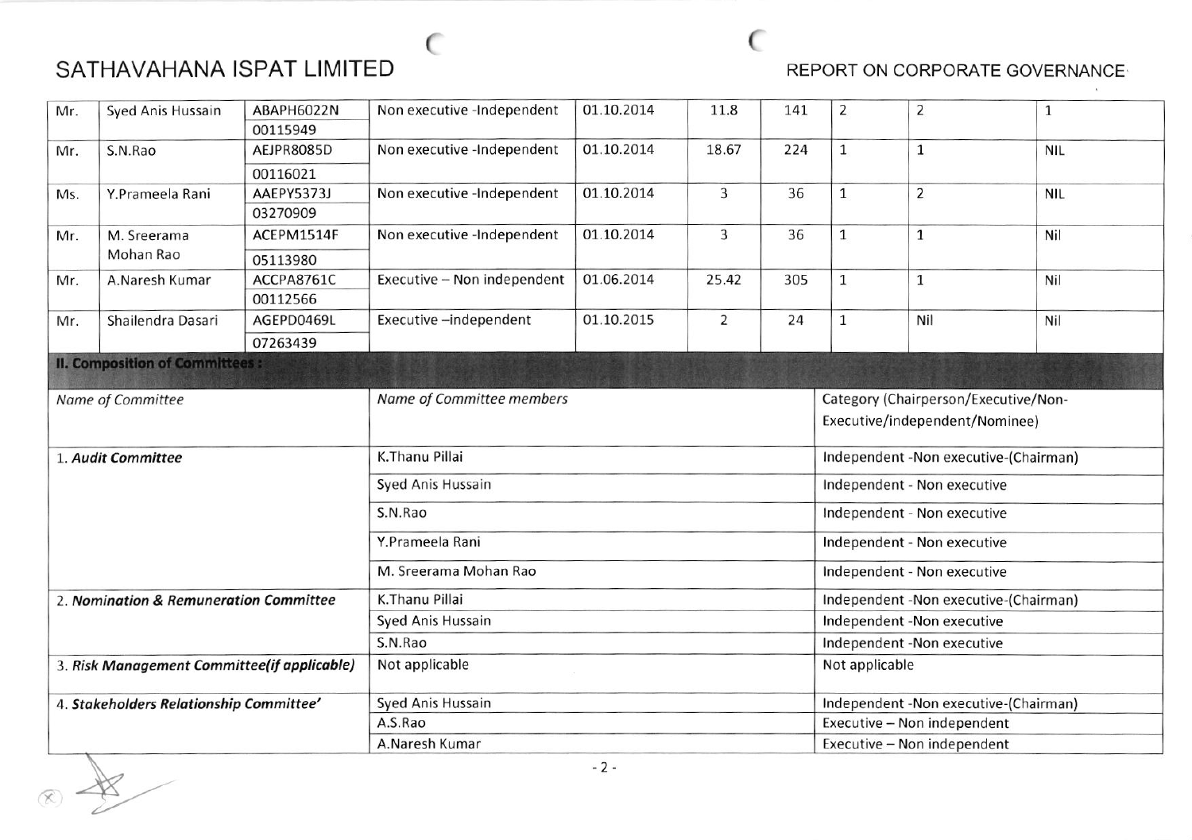| Mr. | Syed Anis Hussain | ABAPH6022N 00115949 | Non executive -Independent | 01.10.2014 | 11.8 | 141 | 2 | 2 | 1 |
|---|---|---|---|---|---|---|---|---|---|
| Mr. | S.N.Rao | AEJPR8085D 00116021 | Non executive -Independent | 01.10.2014 | 18.67 | 224 | 1 | 1 | NIL |
| Ms. | Y.Prameela Rani | AAEPY5373J 03270909 | Non executive -Independent | 01.10.2014 | 3 | 36 | 1 | 2 | NIL |
| Mr. | M. Sreerama Mohan Rao | ACEPM1514F 05113980 | Non executive -Independent | 01.10.2014 | 3 | 36 | 1 | 1 | Nil |
| Mr. | A.Naresh Kumar | ACCPA8761C 00112566 | Executive – Non independent | 01.06.2014 | 25.42 | 305 | 1 | 1 | Nil |
| Mr. | Shailendra Dasari | AGEPD0469L 07263439 | Executive –independent | 01.10.2015 | 2 | 24 | 1 | Nil | Nil |

**II. Composition of Committees :**

| *Name of Committee* | *Name of Committee members* | Category (Chairperson/Executive/Non-Executive/independent/Nominee) |
|---|---|---|
| 1. ***Audit Committee*** | K.Thanu Pillai | Independent -Non executive-(Chairman) |
| | Syed Anis Hussain | Independent - Non executive |
| | S.N.Rao | Independent - Non executive |
| | Y.Prameela Rani | Independent - Non executive |
| | M. Sreerama Mohan Rao | Independent - Non executive |
| 2. ***Nomination & Remuneration Committee*** | K.Thanu Pillai | Independent -Non executive-(Chairman) |
| | Syed Anis Hussain | Independent -Non executive |
| | S.N.Rao | Independent -Non executive |
| 3. ***Risk Management Committee(if applicable)*** | Not applicable | Not applicable |
| 4. ***Stakeholders Relationship Committee'*** | Syed Anis Hussain | Independent -Non executive-(Chairman) |
| | A.S.Rao | Executive – Non independent |
| | A.Naresh Kumar | Executive – Non independent |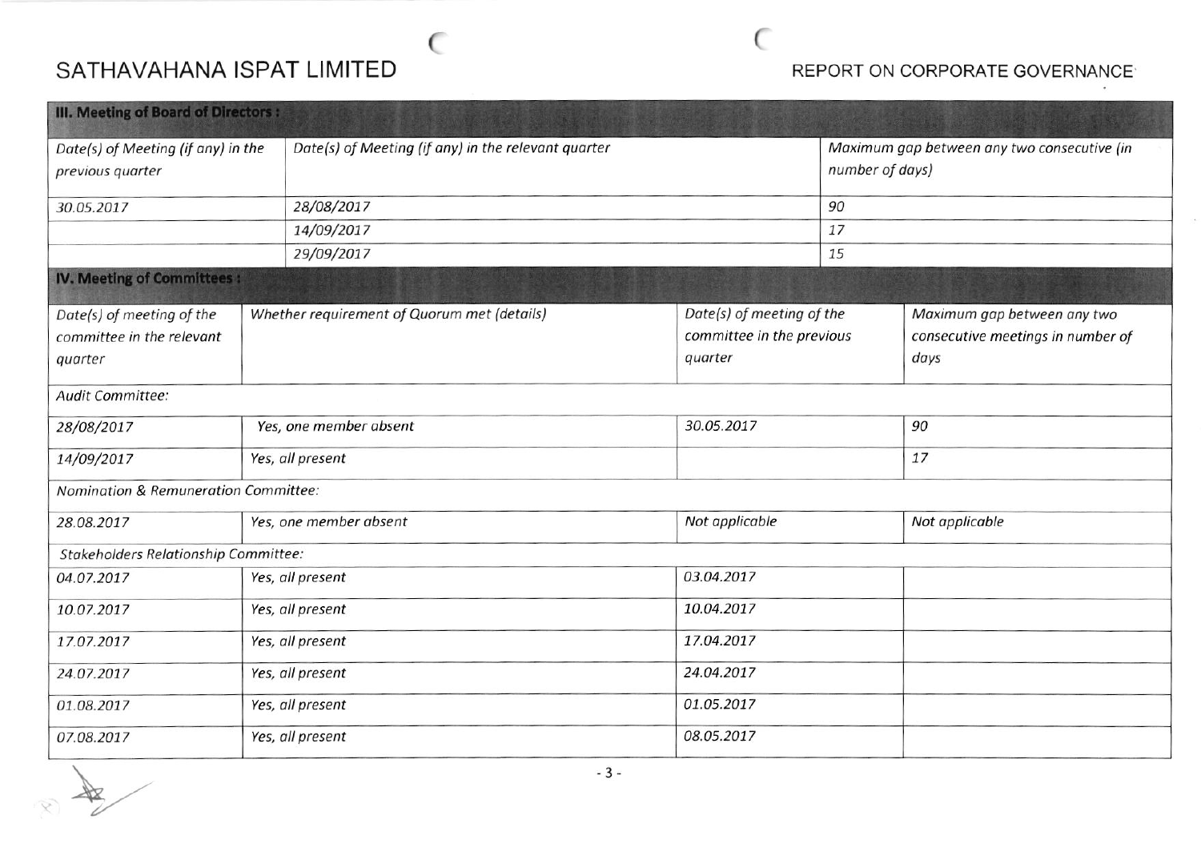## III. Meeting of Board of Directors :

| Date(s) of Meeting (if any) in the previous quarter | Date(s) of Meeting (if any) in the relevant quarter | Maximum gap between any two consecutive (in number of days) |
|---|---|---|
| 30.05.2017 | 28/08/2017 | 90 |
| | 14/09/2017 | 17 |
| | 29/09/2017 | 15 |

## IV. Meeting of Committees :

| Date(s) of meeting of the committee in the relevant quarter | Whether requirement of Quorum met (details) | Date(s) of meeting of the committee in the previous quarter | Maximum gap between any two consecutive meetings in number of days |
|---|---|---|---|
| *Audit Committee:* | | | |
| 28/08/2017 | Yes, one member absent | 30.05.2017 | 90 |
| 14/09/2017 | Yes, all present | | 17 |
| *Nomination & Remuneration Committee:* | | | |
| 28.08.2017 | Yes, one member absent | Not applicable | Not applicable |
| *Stakeholders Relationship Committee:* | | | |
| 04.07.2017 | Yes, all present | 03.04.2017 | |
| 10.07.2017 | Yes, all present | 10.04.2017 | |
| 17.07.2017 | Yes, all present | 17.04.2017 | |
| 24.07.2017 | Yes, all present | 24.04.2017 | |
| 01.08.2017 | Yes, all present | 01.05.2017 | |
| 07.08.2017 | Yes, all present | 08.05.2017 | |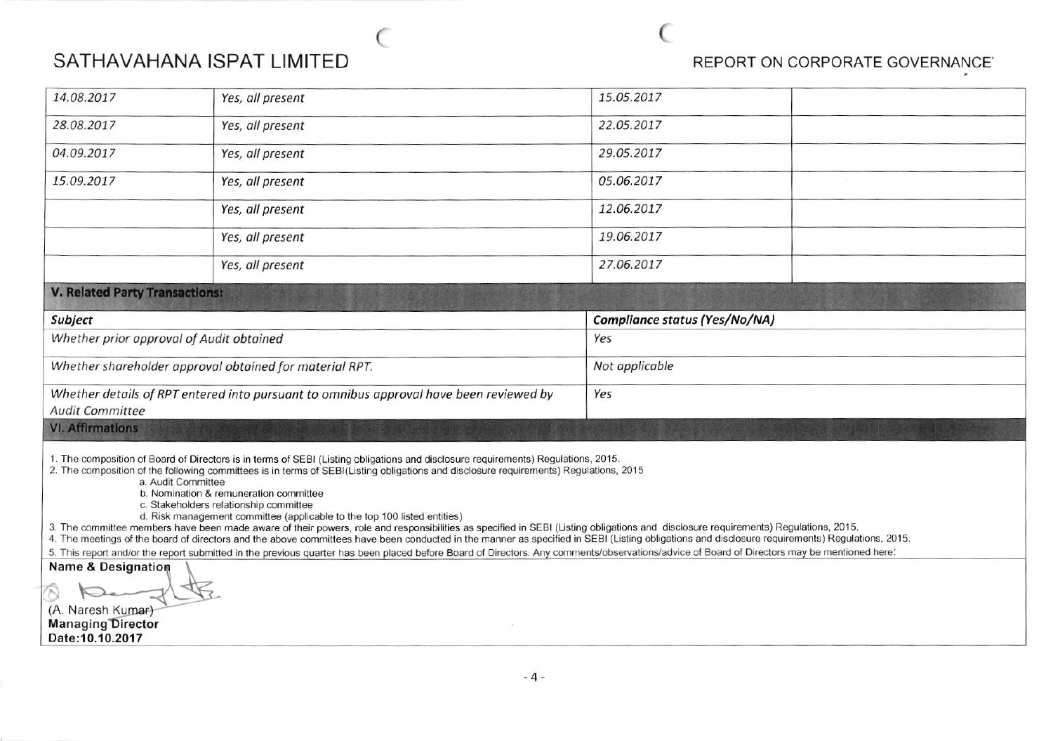| | | | |
|---|---|---|---|
| 14.08.2017 | Yes, all present | 15.05.2017 | |
| 28.08.2017 | Yes, all present | 22.05.2017 | |
| 04.09.2017 | Yes, all present | 29.05.2017 | |
| 15.09.2017 | Yes, all present | 05.06.2017 | |
| | Yes, all present | 12.06.2017 | |
| | Yes, all present | 19.06.2017 | |
| | Yes, all present | 27.06.2017 | |

### V. Related Party Transactions:

| *Subject* | *Compliance status (Yes/No/NA)* |
|---|---|
| *Whether prior approval of Audit obtained* | *Yes* |
| *Whether shareholder approval obtained for material RPT.* | *Not applicable* |
| *Whether details of RPT entered into pursuant to omnibus approval have been reviewed by Audit Committee* | *Yes* |

### VI. Affirmations

1. The composition of Board of Directors is in terms of SEBI (Listing obligations and disclosure requirements) Regulations, 2015.
2. The composition of the following committees is in terms of SEBI(Listing obligations and disclosure requirements) Regulations, 2015
   a. Audit Committee
   b. Nomination & remuneration committee
   c. Stakeholders relationship committee
   d. Risk management committee (applicable to the top 100 listed entities)
3. The committee members have been made aware of their powers, role and responsibilities as specified in SEBI (Listing obligations and disclosure requirements) Regulations, 2015.
4. The meetings of the board of directors and the above committees have been conducted in the manner as specified in SEBI (Listing obligations and disclosure requirements) Regulations, 2015.
5. This report and/or the report submitted in the previous quarter has been placed before Board of Directors. Any comments/observations/advice of Board of Directors may be mentioned here:

**Name & Designation**

(A. Naresh Kumar)
**Managing Director**
**Date:10.10.2017**